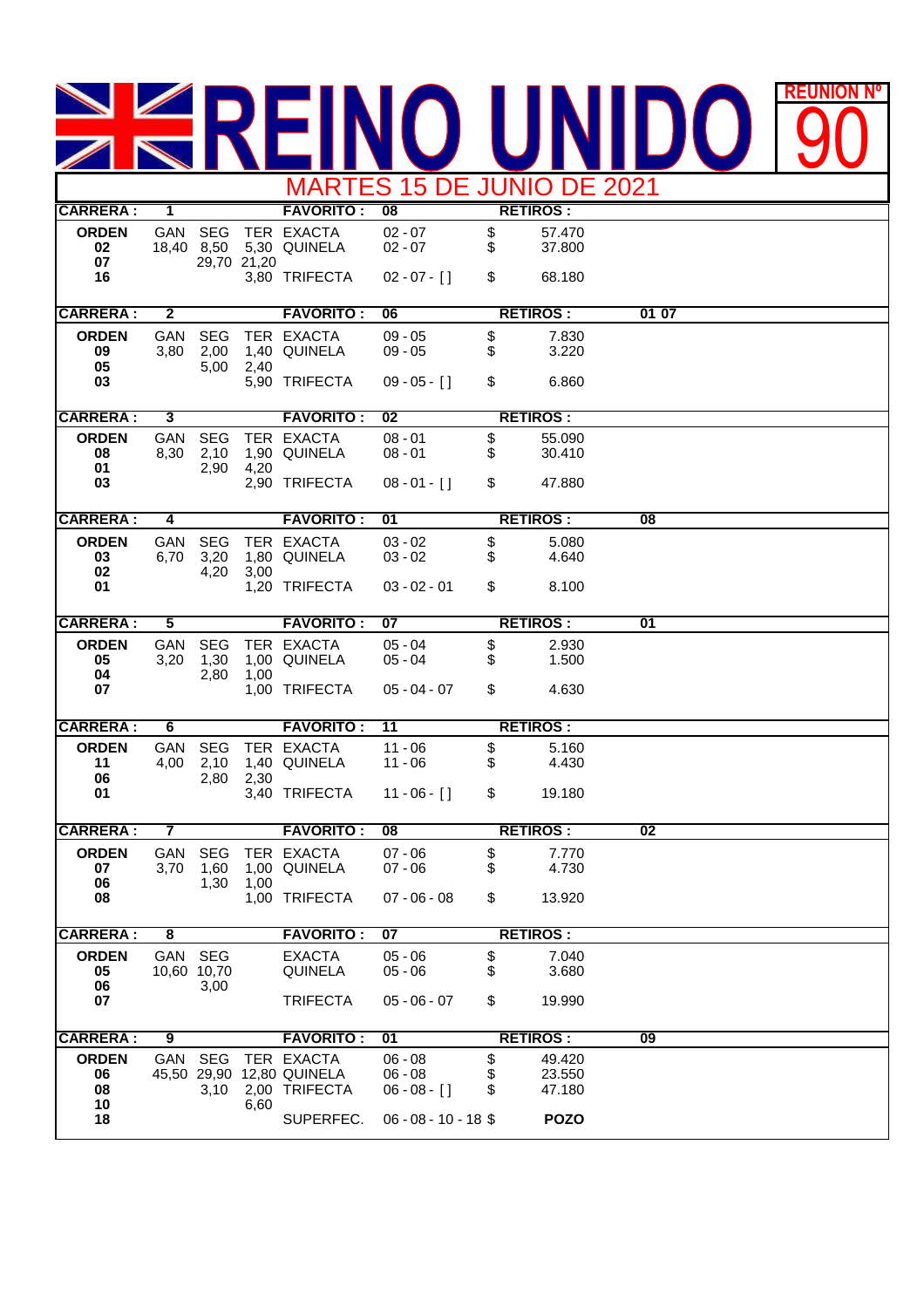# REINO UNIDO

REUNION Nº 90

## MARTES 15 DE JUNIO DE 2021

**CARRERA : 1** — **FAVORITO : 08** — **RETIROS :**

| ORDEN | GAN | SEG | TER | | | | |
|---|---|---|---|---|---|---|---|
| 02 | 18,40 | 8,50 | 5,30 | EXACTA | 02 - 07 | $ | 57.470 |
| 07 | | 29,70 | 21,20 | QUINELA | 02 - 07 | $ | 37.800 |
| 16 | | | 3,80 | TRIFECTA | 02 - 07 - [ ] | $ | 68.180 |

**CARRERA : 2** — **FAVORITO : 06** — **RETIROS : 01 07**

| ORDEN | GAN | SEG | TER | | | | |
|---|---|---|---|---|---|---|---|
| 09 | 3,80 | 2,00 | 1,40 | EXACTA | 09 - 05 | $ | 7.830 |
| 05 | | 5,00 | 2,40 | QUINELA | 09 - 05 | $ | 3.220 |
| 03 | | | 5,90 | TRIFECTA | 09 - 05 - [ ] | $ | 6.860 |

**CARRERA : 3** — **FAVORITO : 02** — **RETIROS :**

| ORDEN | GAN | SEG | TER | | | | |
|---|---|---|---|---|---|---|---|
| 08 | 8,30 | 2,10 | 1,90 | EXACTA | 08 - 01 | $ | 55.090 |
| 01 | | 2,90 | 4,20 | QUINELA | 08 - 01 | $ | 30.410 |
| 03 | | | 2,90 | TRIFECTA | 08 - 01 - [ ] | $ | 47.880 |

**CARRERA : 4** — **FAVORITO : 01** — **RETIROS : 08**

| ORDEN | GAN | SEG | TER | | | | |
|---|---|---|---|---|---|---|---|
| 03 | 6,70 | 3,20 | 1,80 | EXACTA | 03 - 02 | $ | 5.080 |
| 02 | | 4,20 | 3,00 | QUINELA | 03 - 02 | $ | 4.640 |
| 01 | | | 1,20 | TRIFECTA | 03 - 02 - 01 | $ | 8.100 |

**CARRERA : 5** — **FAVORITO : 07** — **RETIROS : 01**

| ORDEN | GAN | SEG | TER | | | | |
|---|---|---|---|---|---|---|---|
| 05 | 3,20 | 1,30 | 1,00 | EXACTA | 05 - 04 | $ | 2.930 |
| 04 | | 2,80 | 1,00 | QUINELA | 05 - 04 | $ | 1.500 |
| 07 | | | 1,00 | TRIFECTA | 05 - 04 - 07 | $ | 4.630 |

**CARRERA : 6** — **FAVORITO : 11** — **RETIROS :**

| ORDEN | GAN | SEG | TER | | | | |
|---|---|---|---|---|---|---|---|
| 11 | 4,00 | 2,10 | 1,40 | EXACTA | 11 - 06 | $ | 5.160 |
| 06 | | 2,80 | 2,30 | QUINELA | 11 - 06 | $ | 4.430 |
| 01 | | | 3,40 | TRIFECTA | 11 - 06 - [ ] | $ | 19.180 |

**CARRERA : 7** — **FAVORITO : 08** — **RETIROS : 02**

| ORDEN | GAN | SEG | TER | | | | |
|---|---|---|---|---|---|---|---|
| 07 | 3,70 | 1,60 | 1,00 | EXACTA | 07 - 06 | $ | 7.770 |
| 06 | | 1,30 | 1,00 | QUINELA | 07 - 06 | $ | 4.730 |
| 08 | | | 1,00 | TRIFECTA | 07 - 06 - 08 | $ | 13.920 |

**CARRERA : 8** — **FAVORITO : 07** — **RETIROS :**

| ORDEN | GAN | SEG | | | | |
|---|---|---|---|---|---|---|
| 05 | 10,60 | 10,70 | EXACTA | 05 - 06 | $ | 7.040 |
| 06 | | 3,00 | QUINELA | 05 - 06 | $ | 3.680 |
| 07 | | | TRIFECTA | 05 - 06 - 07 | $ | 19.990 |

**CARRERA : 9** — **FAVORITO : 01** — **RETIROS : 09**

| ORDEN | GAN | SEG | TER | | | | |
|---|---|---|---|---|---|---|---|
| 06 | 45,50 | 29,90 | 12,80 | EXACTA | 06 - 08 | $ | 49.420 |
| 08 | | 3,10 | 2,00 | QUINELA | 06 - 08 | $ | 23.550 |
| 10 | | | 6,60 | TRIFECTA | 06 - 08 - [ ] | $ | 47.180 |
| 18 | | | | SUPERFEC. | 06 - 08 - 10 - 18 | $ | **POZO** |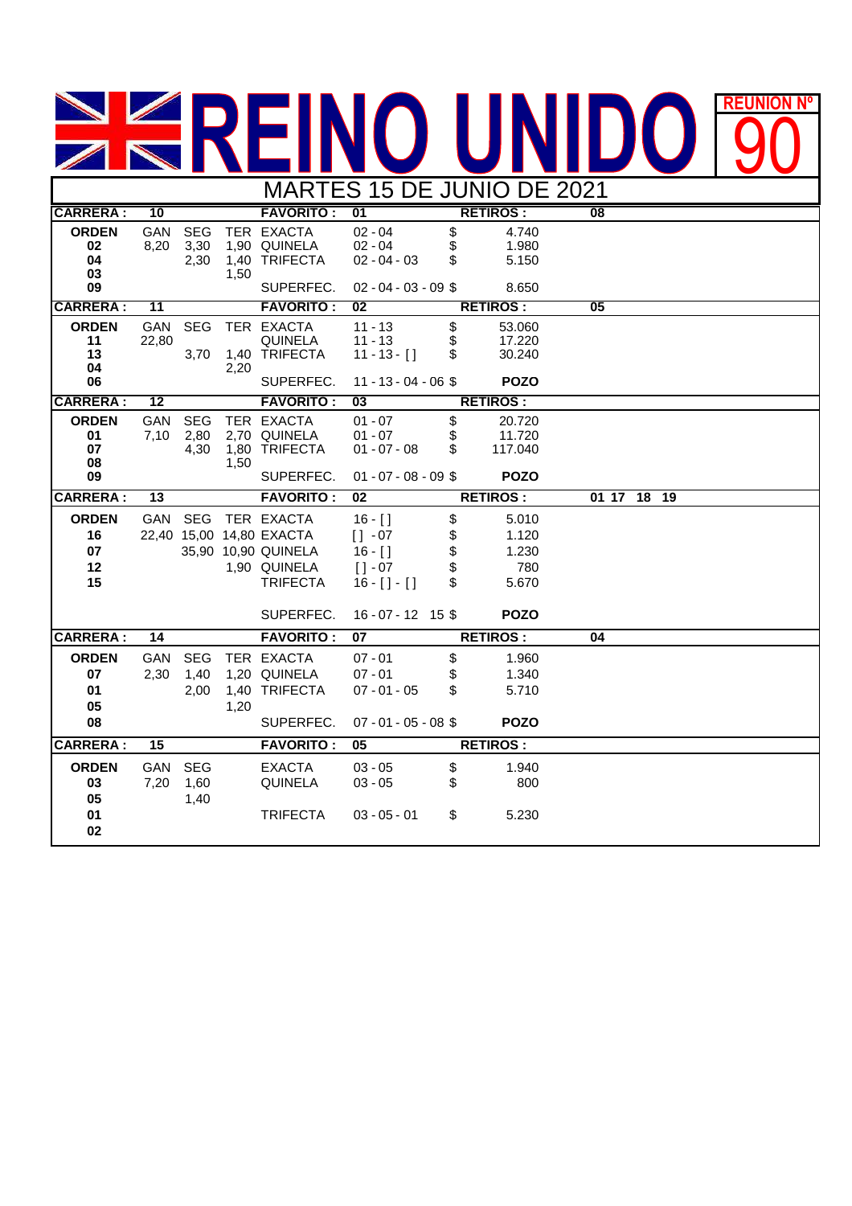# REINO UNIDO

**REUNION Nº 90**

## MARTES 15 DE JUNIO DE 2021

| | | | | | | | | |
|---|---|---|---|---|---|---|---|---|
| **CARRERA :** | **10** | | | **FAVORITO :** | **01** | | **RETIROS :** | **08** |
| **ORDEN** | GAN | SEG | TER | EXACTA | 02 - 04 | $ | 4.740 | |
| **02** | 8,20 | 3,30 | 1,90 | QUINELA | 02 - 04 | $ | 1.980 | |
| **04** | | 2,30 | 1,40 | TRIFECTA | 02 - 04 - 03 | $ | 5.150 | |
| **03** | | | 1,50 | | | | | |
| **09** | | | | SUPERFEC. | 02 - 04 - 03 - 09 | $ | 8.650 | |
| **CARRERA :** | **11** | | | **FAVORITO :** | **02** | | **RETIROS :** | **05** |
| **ORDEN** | GAN | SEG | TER | EXACTA | 11 - 13 | $ | 53.060 | |
| **11** | 22,80 | | | QUINELA | 11 - 13 | $ | 17.220 | |
| **13** | | 3,70 | 1,40 | TRIFECTA | 11 - 13 - [] | $ | 30.240 | |
| **04** | | | 2,20 | | | | | |
| **06** | | | | SUPERFEC. | 11 - 13 - 04 - 06 | $ | **POZO** | |
| **CARRERA :** | **12** | | | **FAVORITO :** | **03** | | **RETIROS :** | |
| **ORDEN** | GAN | SEG | TER | EXACTA | 01 - 07 | $ | 20.720 | |
| **01** | 7,10 | 2,80 | 2,70 | QUINELA | 01 - 07 | $ | 11.720 | |
| **07** | | 4,30 | 1,80 | TRIFECTA | 01 - 07 - 08 | $ | 117.040 | |
| **08** | | | 1,50 | | | | | |
| **09** | | | | SUPERFEC. | 01 - 07 - 08 - 09 | $ | **POZO** | |
| **CARRERA :** | **13** | | | **FAVORITO :** | **02** | | **RETIROS :** | **01 17 18 19** |
| **ORDEN** | GAN | SEG | TER | EXACTA | 16 - [] | $ | 5.010 | |
| **16** | 22,40 | 15,00 | 14,80 | EXACTA | [] - 07 | $ | 1.120 | |
| **07** | | 35,90 | 10,90 | QUINELA | 16 - [] | $ | 1.230 | |
| **12** | | | 1,90 | QUINELA | [] - 07 | $ | 780 | |
| **15** | | | | TRIFECTA | 16 - [] - [] | $ | 5.670 | |
| | | | | SUPERFEC. | 16 - 07 - 12 15 | $ | **POZO** | |
| **CARRERA :** | **14** | | | **FAVORITO :** | **07** | | **RETIROS :** | **04** |
| **ORDEN** | GAN | SEG | TER | EXACTA | 07 - 01 | $ | 1.960 | |
| **07** | 2,30 | 1,40 | 1,20 | QUINELA | 07 - 01 | $ | 1.340 | |
| **01** | | 2,00 | 1,40 | TRIFECTA | 07 - 01 - 05 | $ | 5.710 | |
| **05** | | | 1,20 | | | | | |
| **08** | | | | SUPERFEC. | 07 - 01 - 05 - 08 | $ | **POZO** | |
| **CARRERA :** | **15** | | | **FAVORITO :** | **05** | | **RETIROS :** | |
| **ORDEN** | GAN | SEG | | EXACTA | 03 - 05 | $ | 1.940 | |
| **03** | 7,20 | 1,60 | | QUINELA | 03 - 05 | $ | 800 | |
| **05** | | 1,40 | | | | | | |
| **01** | | | | TRIFECTA | 03 - 05 - 01 | $ | 5.230 | |
| **02** | | | | | | | | |